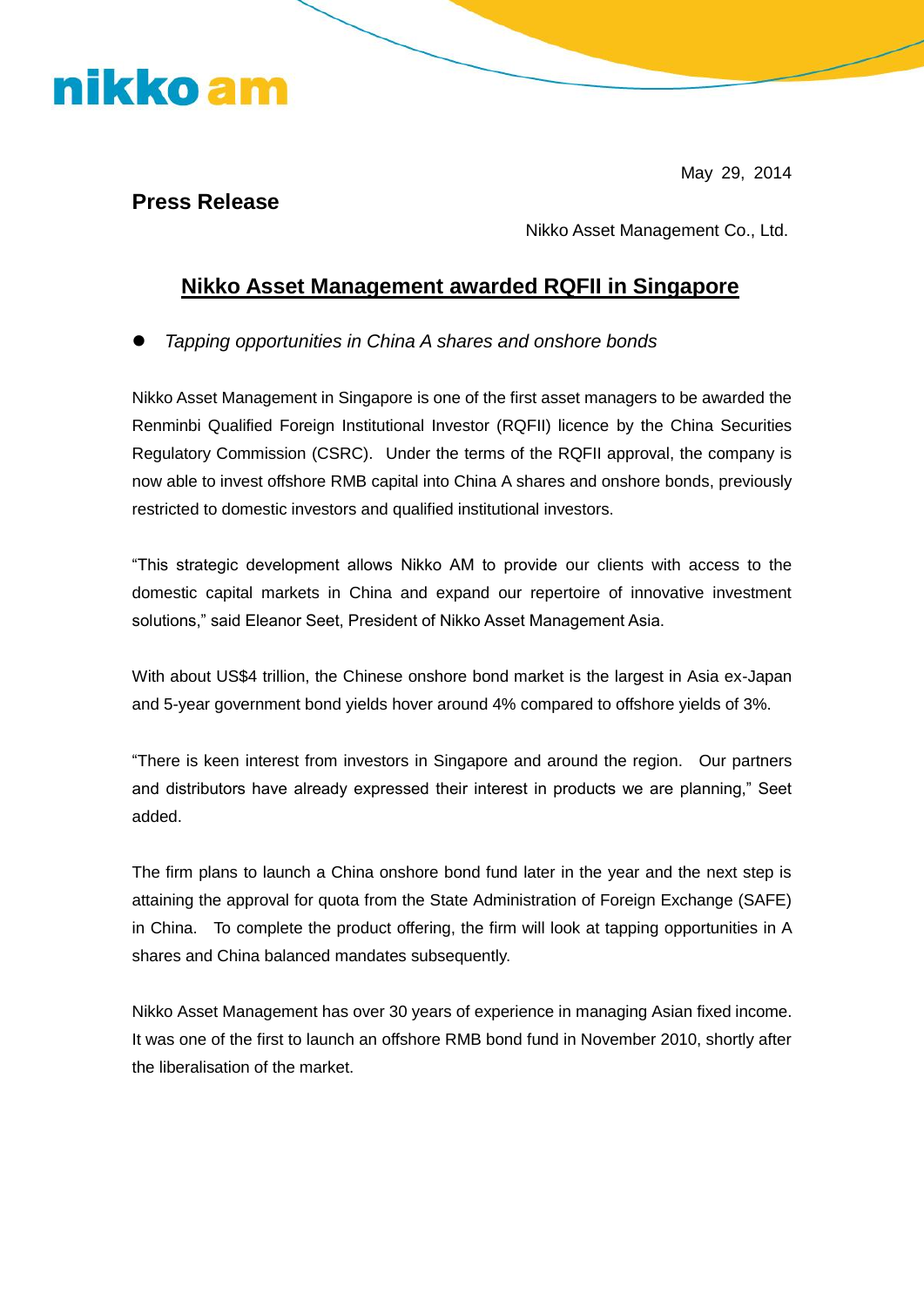nikko am

May 29, 2014

**Press Release**

Nikko Asset Management Co., Ltd.

# Nikko Asset Management awarded RQFII in Singapore

- *Tapping opportunities in China A shares and onshore bonds*

Nikko Asset Management in Singapore is one of the first asset managers to be awarded the Renminbi Qualified Foreign Institutional Investor (RQFII) licence by the China Securities Regulatory Commission (CSRC). Under the terms of the RQFII approval, the company is now able to invest offshore RMB capital into China A shares and onshore bonds, previously restricted to domestic investors and qualified institutional investors.

"This strategic development allows Nikko AM to provide our clients with access to the domestic capital markets in China and expand our repertoire of innovative investment solutions," said Eleanor Seet, President of Nikko Asset Management Asia.

With about US$4 trillion, the Chinese onshore bond market is the largest in Asia ex-Japan and 5-year government bond yields hover around 4% compared to offshore yields of 3%.

"There is keen interest from investors in Singapore and around the region. Our partners and distributors have already expressed their interest in products we are planning," Seet added.

The firm plans to launch a China onshore bond fund later in the year and the next step is attaining the approval for quota from the State Administration of Foreign Exchange (SAFE) in China. To complete the product offering, the firm will look at tapping opportunities in A shares and China balanced mandates subsequently.

Nikko Asset Management has over 30 years of experience in managing Asian fixed income. It was one of the first to launch an offshore RMB bond fund in November 2010, shortly after the liberalisation of the market.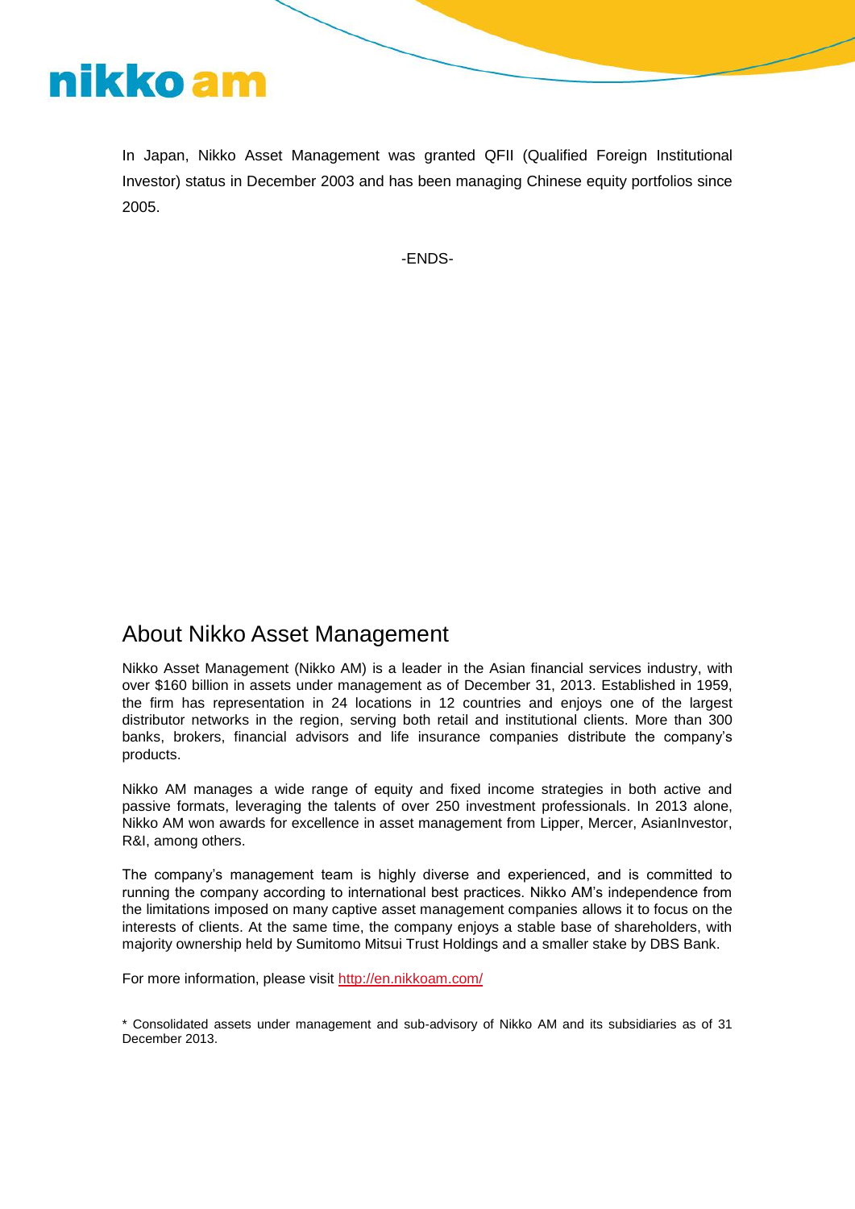In Japan, Nikko Asset Management was granted QFII (Qualified Foreign Institutional Investor) status in December 2003 and has been managing Chinese equity portfolios since 2005.

-ENDS-

## About Nikko Asset Management

Nikko Asset Management (Nikko AM) is a leader in the Asian financial services industry, with over $160 billion in assets under management as of December 31, 2013. Established in 1959, the firm has representation in 24 locations in 12 countries and enjoys one of the largest distributor networks in the region, serving both retail and institutional clients. More than 300 banks, brokers, financial advisors and life insurance companies distribute the company's products.

Nikko AM manages a wide range of equity and fixed income strategies in both active and passive formats, leveraging the talents of over 250 investment professionals. In 2013 alone, Nikko AM won awards for excellence in asset management from Lipper, Mercer, AsianInvestor, R&I, among others.

The company's management team is highly diverse and experienced, and is committed to running the company according to international best practices. Nikko AM's independence from the limitations imposed on many captive asset management companies allows it to focus on the interests of clients. At the same time, the company enjoys a stable base of shareholders, with majority ownership held by Sumitomo Mitsui Trust Holdings and a smaller stake by DBS Bank.

For more information, please visit http://en.nikkoam.com/

* Consolidated assets under management and sub-advisory of Nikko AM and its subsidiaries as of 31 December 2013.